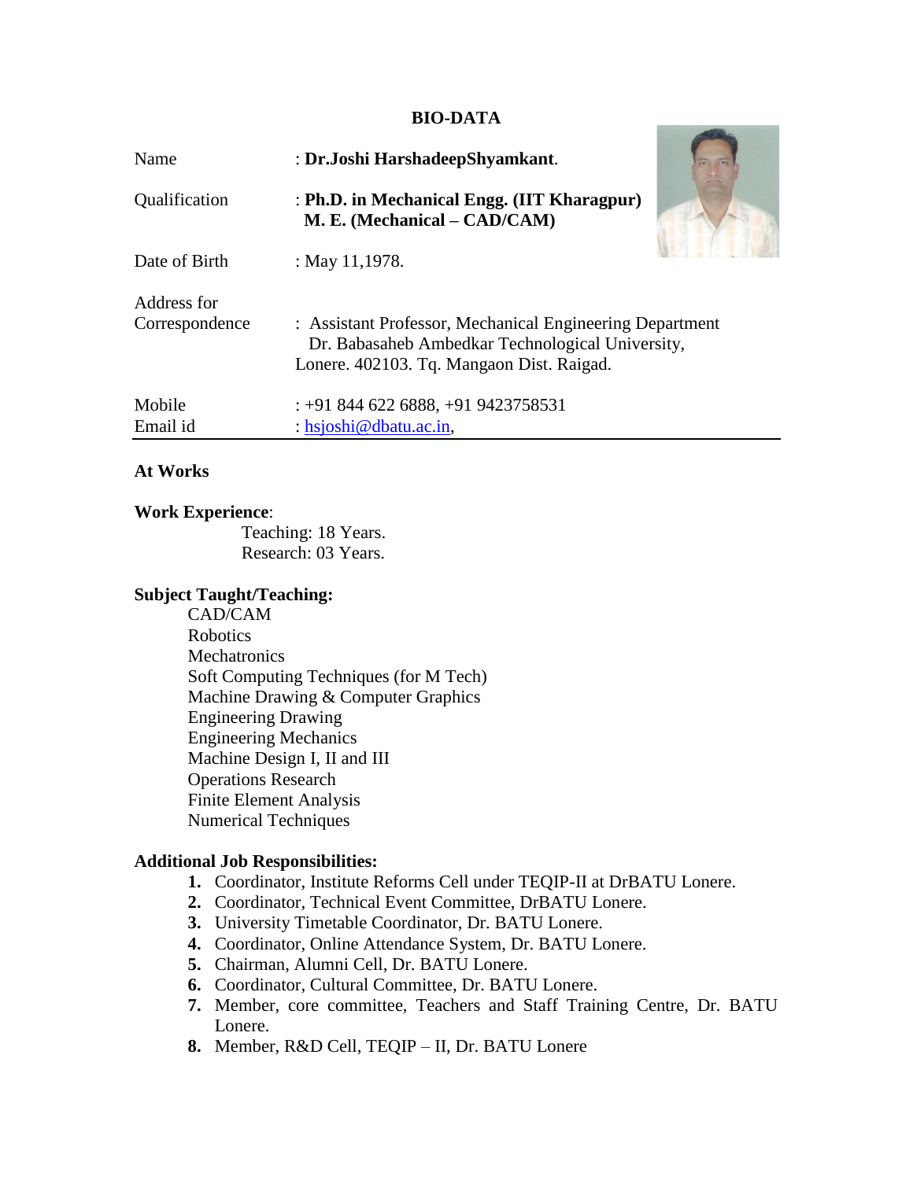# BIO-DATA

| | |
|---|---|
| Name | : **Dr.Joshi HarshadeepShyamkant**. |
| Qualification | : **Ph.D. in Mechanical Engg. (IIT Kharagpur)** <br> **M. E. (Mechanical – CAD/CAM)** |
| Date of Birth | : May 11,1978. |
| Address for Correspondence | : Assistant Professor, Mechanical Engineering Department <br> Dr. Babasaheb Ambedkar Technological University, <br> Lonere. 402103. Tq. Mangaon Dist. Raigad. |
| Mobile | : +91 844 622 6888, +91 9423758531 |
| Email id | : hsjoshi@dbatu.ac.in, |

**At Works**

**Work Experience**:

Teaching: 18 Years.
Research: 03 Years.

**Subject Taught/Teaching:**

- CAD/CAM
- Robotics
- Mechatronics
- Soft Computing Techniques (for M Tech)
- Machine Drawing & Computer Graphics
- Engineering Drawing
- Engineering Mechanics
- Machine Design I, II and III
- Operations Research
- Finite Element Analysis
- Numerical Techniques

**Additional Job Responsibilities:**

1. Coordinator, Institute Reforms Cell under TEQIP-II at DrBATU Lonere.
2. Coordinator, Technical Event Committee, DrBATU Lonere.
3. University Timetable Coordinator, Dr. BATU Lonere.
4. Coordinator, Online Attendance System, Dr. BATU Lonere.
5. Chairman, Alumni Cell, Dr. BATU Lonere.
6. Coordinator, Cultural Committee, Dr. BATU Lonere.
7. Member, core committee, Teachers and Staff Training Centre, Dr. BATU Lonere.
8. Member, R&D Cell, TEQIP – II, Dr. BATU Lonere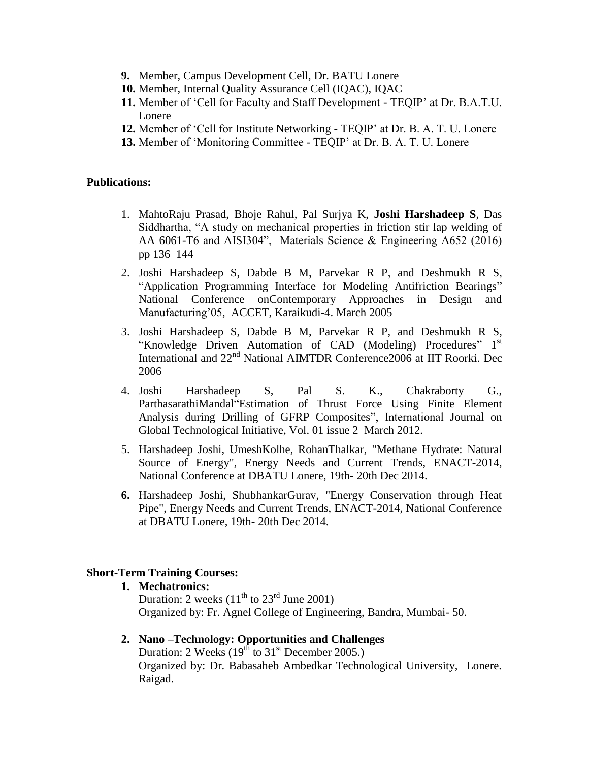9. Member, Campus Development Cell, Dr. BATU Lonere
10. Member, Internal Quality Assurance Cell (IQAC), IQAC
11. Member of 'Cell for Faculty and Staff Development - TEQIP' at Dr. B.A.T.U. Lonere
12. Member of 'Cell for Institute Networking - TEQIP' at Dr. B. A. T. U. Lonere
13. Member of 'Monitoring Committee - TEQIP' at Dr. B. A. T. U. Lonere

**Publications:**

1. MahtoRaju Prasad, Bhoje Rahul, Pal Surjya K, **Joshi Harshadeep S**, Das Siddhartha, "A study on mechanical properties in friction stir lap welding of AA 6061-T6 and AISI304", Materials Science & Engineering A652 (2016) pp 136–144
2. Joshi Harshadeep S, Dabde B M, Parvekar R P, and Deshmukh R S, "Application Programming Interface for Modeling Antifriction Bearings" National Conference onContemporary Approaches in Design and Manufacturing'05, ACCET, Karaikudi-4. March 2005
3. Joshi Harshadeep S, Dabde B M, Parvekar R P, and Deshmukh R S, "Knowledge Driven Automation of CAD (Modeling) Procedures" 1st International and 22nd National AIMTDR Conference2006 at IIT Roorki. Dec 2006
4. Joshi Harshadeep S, Pal S. K., Chakraborty G., ParthasarathiMandal"Estimation of Thrust Force Using Finite Element Analysis during Drilling of GFRP Composites", International Journal on Global Technological Initiative, Vol. 01 issue 2 March 2012.
5. Harshadeep Joshi, UmeshKolhe, RohanThalkar, "Methane Hydrate: Natural Source of Energy", Energy Needs and Current Trends, ENACT-2014, National Conference at DBATU Lonere, 19th- 20th Dec 2014.
6. Harshadeep Joshi, ShubhankarGurav, "Energy Conservation through Heat Pipe", Energy Needs and Current Trends, ENACT-2014, National Conference at DBATU Lonere, 19th- 20th Dec 2014.

**Short-Term Training Courses:**

1. **Mechatronics:**
   Duration: 2 weeks (11th to 23rd June 2001)
   Organized by: Fr. Agnel College of Engineering, Bandra, Mumbai- 50.

2. **Nano –Technology: Opportunities and Challenges**
   Duration: 2 Weeks (19th to 31st December 2005.)
   Organized by: Dr. Babasaheb Ambedkar Technological University, Lonere. Raigad.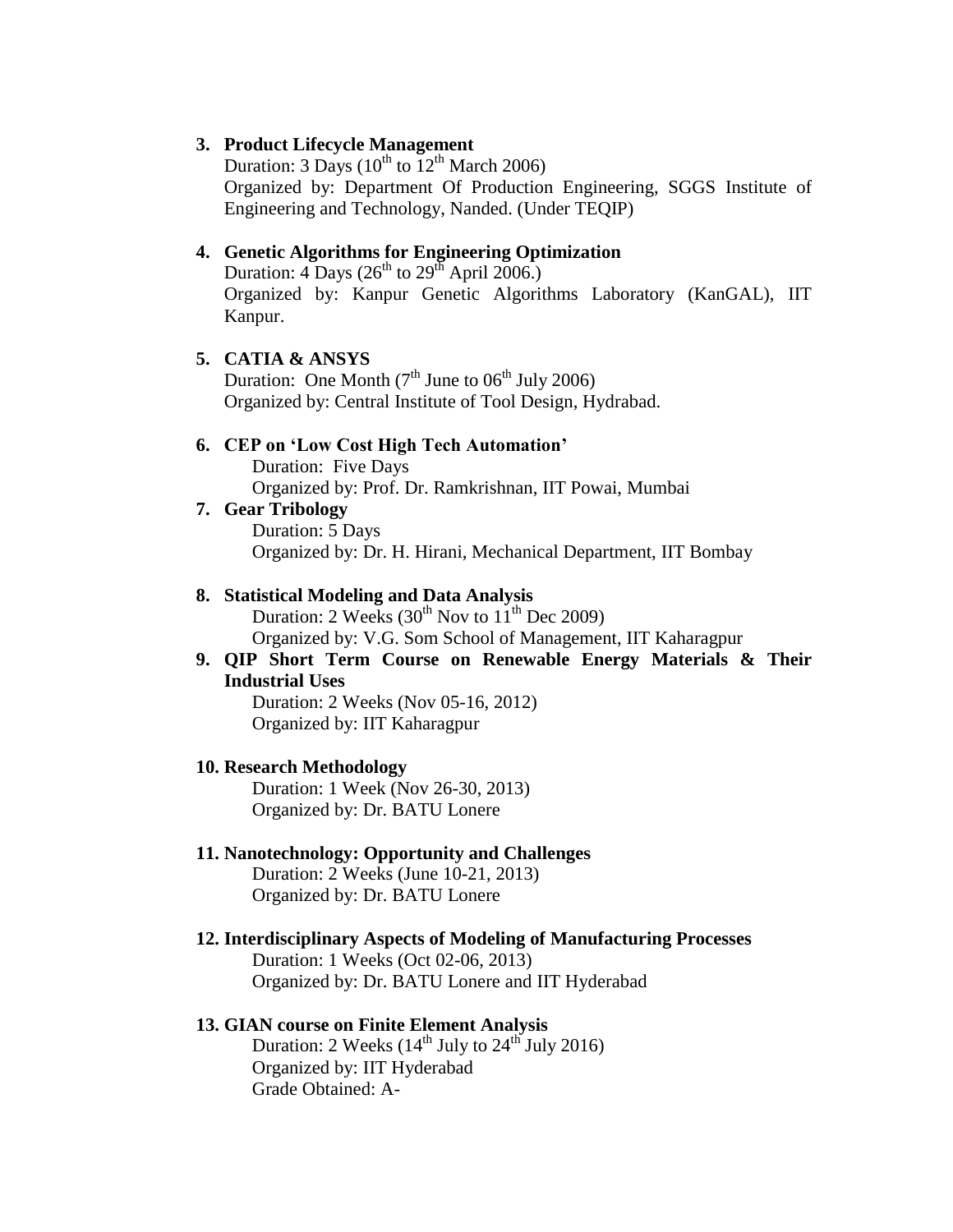3. **Product Lifecycle Management**
   Duration: 3 Days ($10^{th}$ to $12^{th}$ March 2006)
   Organized by: Department Of Production Engineering, SGGS Institute of Engineering and Technology, Nanded. (Under TEQIP)

4. **Genetic Algorithms for Engineering Optimization**
   Duration: 4 Days ($26^{th}$ to $29^{th}$ April 2006.)
   Organized by: Kanpur Genetic Algorithms Laboratory (KanGAL), IIT Kanpur.

5. **CATIA & ANSYS**
   Duration: One Month ($7^{th}$ June to $06^{th}$ July 2006)
   Organized by: Central Institute of Tool Design, Hydrabad.

6. **CEP on 'Low Cost High Tech Automation'**
   Duration: Five Days
   Organized by: Prof. Dr. Ramkrishnan, IIT Powai, Mumbai

7. **Gear Tribology**
   Duration: 5 Days
   Organized by: Dr. H. Hirani, Mechanical Department, IIT Bombay

8. **Statistical Modeling and Data Analysis**
   Duration: 2 Weeks ($30^{th}$ Nov to $11^{th}$ Dec 2009)
   Organized by: V.G. Som School of Management, IIT Kaharagpur

9. **QIP Short Term Course on Renewable Energy Materials & Their Industrial Uses**
   Duration: 2 Weeks (Nov 05-16, 2012)
   Organized by: IIT Kaharagpur

10. **Research Methodology**
    Duration: 1 Week (Nov 26-30, 2013)
    Organized by: Dr. BATU Lonere

11. **Nanotechnology: Opportunity and Challenges**
    Duration: 2 Weeks (June 10-21, 2013)
    Organized by: Dr. BATU Lonere

12. **Interdisciplinary Aspects of Modeling of Manufacturing Processes**
    Duration: 1 Weeks (Oct 02-06, 2013)
    Organized by: Dr. BATU Lonere and IIT Hyderabad

13. **GIAN course on Finite Element Analysis**
    Duration: 2 Weeks ($14^{th}$ July to $24^{th}$ July 2016)
    Organized by: IIT Hyderabad
    Grade Obtained: A-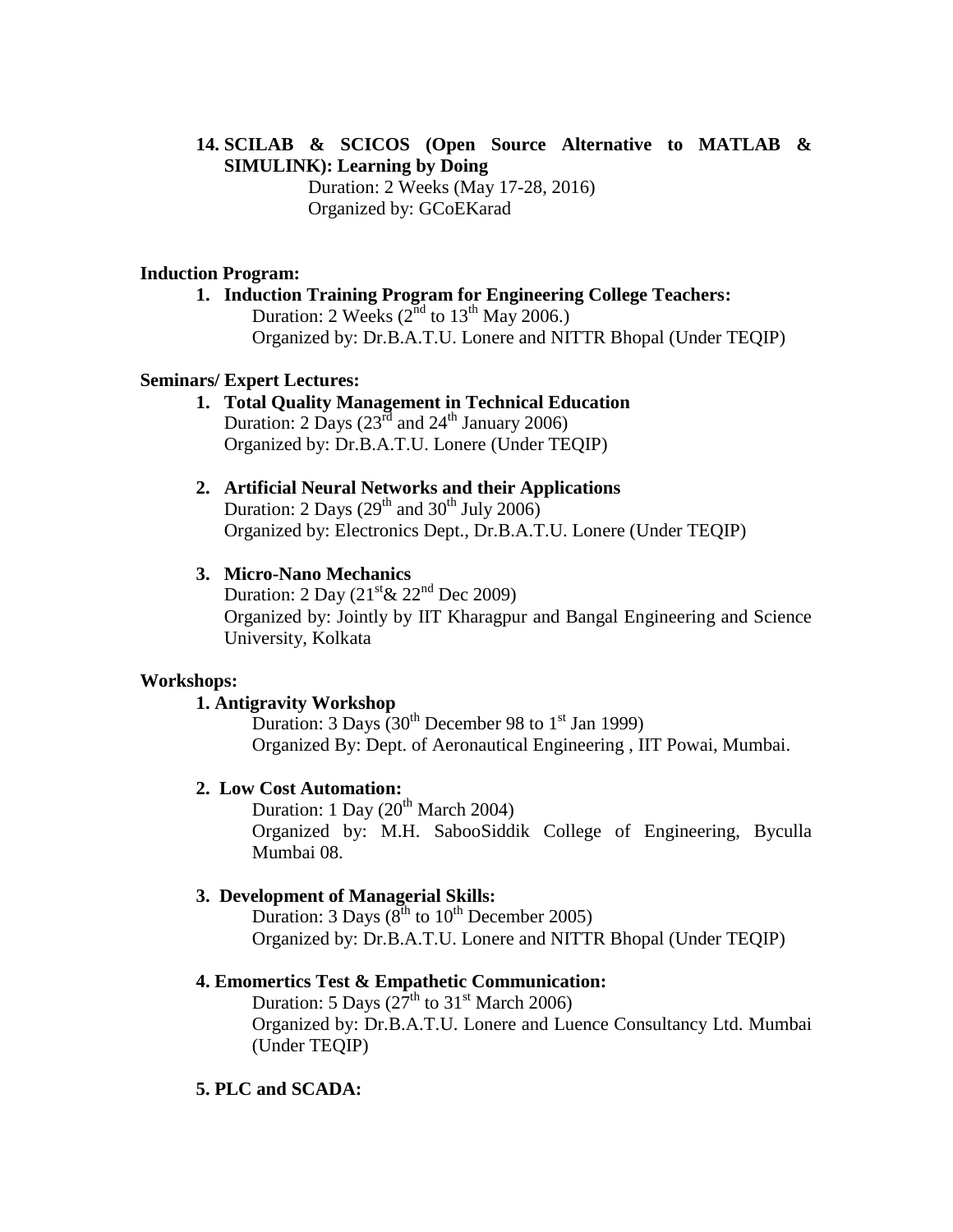14. **SCILAB & SCICOS (Open Source Alternative to MATLAB & SIMULINK): Learning by Doing**
    Duration: 2 Weeks (May 17-28, 2016)
    Organized by: GCoEKarad

**Induction Program:**

1. **Induction Training Program for Engineering College Teachers:**
   Duration: 2 Weeks (2nd to 13th May 2006.)
   Organized by: Dr.B.A.T.U. Lonere and NITTR Bhopal (Under TEQIP)

**Seminars/ Expert Lectures:**

1. **Total Quality Management in Technical Education**
   Duration: 2 Days (23rd and 24th January 2006)
   Organized by: Dr.B.A.T.U. Lonere (Under TEQIP)

2. **Artificial Neural Networks and their Applications**
   Duration: 2 Days (29th and 30th July 2006)
   Organized by: Electronics Dept., Dr.B.A.T.U. Lonere (Under TEQIP)

3. **Micro-Nano Mechanics**
   Duration: 2 Day (21st& 22nd Dec 2009)
   Organized by: Jointly by IIT Kharagpur and Bangal Engineering and Science University, Kolkata

**Workshops:**

1. **Antigravity Workshop**
   Duration: 3 Days (30th December 98 to 1st Jan 1999)
   Organized By: Dept. of Aeronautical Engineering , IIT Powai, Mumbai.

2. **Low Cost Automation:**
   Duration: 1 Day (20th March 2004)
   Organized by: M.H. SabooSiddik College of Engineering, Byculla Mumbai 08.

3. **Development of Managerial Skills:**
   Duration: 3 Days (8th to 10th December 2005)
   Organized by: Dr.B.A.T.U. Lonere and NITTR Bhopal (Under TEQIP)

4. **Emomertics Test & Empathetic Communication:**
   Duration: 5 Days (27th to 31st March 2006)
   Organized by: Dr.B.A.T.U. Lonere and Luence Consultancy Ltd. Mumbai (Under TEQIP)

5. **PLC and SCADA:**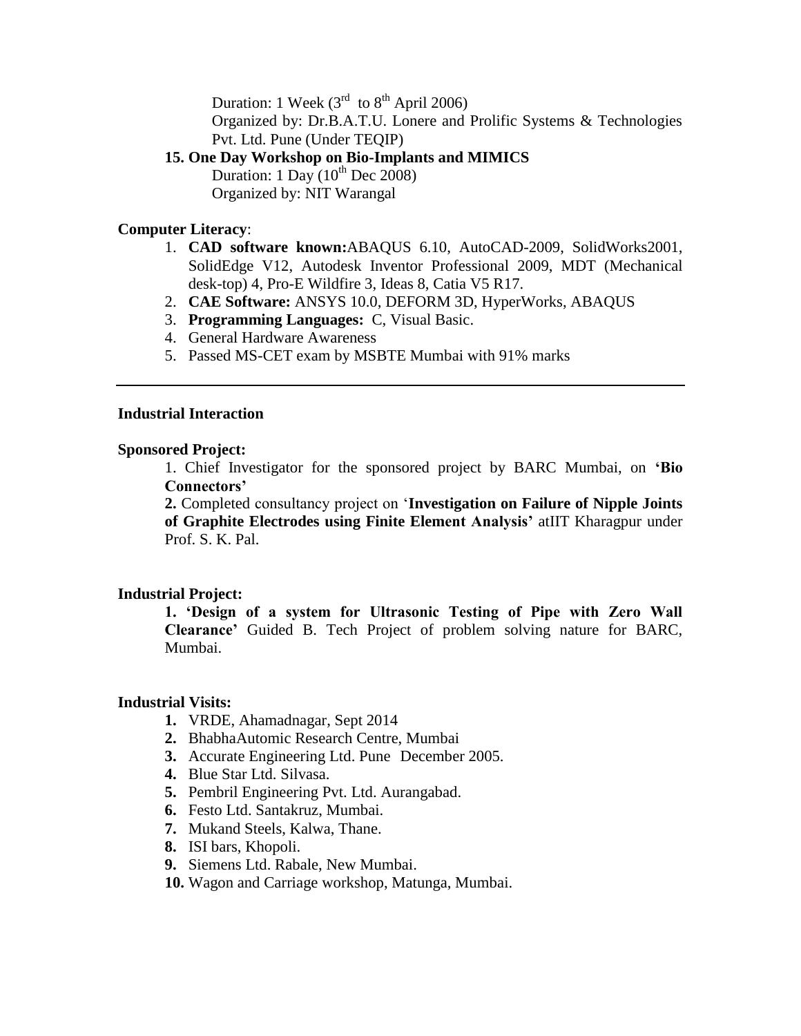Duration: 1 Week (3rd to 8th April 2006)
Organized by: Dr.B.A.T.U. Lonere and Prolific Systems & Technologies Pvt. Ltd. Pune (Under TEQIP)

**15. One Day Workshop on Bio-Implants and MIMICS**
Duration: 1 Day (10th Dec 2008)
Organized by: NIT Warangal

**Computer Literacy**:

1. **CAD software known:**ABAQUS 6.10, AutoCAD-2009, SolidWorks2001, SolidEdge V12, Autodesk Inventor Professional 2009, MDT (Mechanical desk-top) 4, Pro-E Wildfire 3, Ideas 8, Catia V5 R17.
2. **CAE Software:** ANSYS 10.0, DEFORM 3D, HyperWorks, ABAQUS
3. **Programming Languages:** C, Visual Basic.
4. General Hardware Awareness
5. Passed MS-CET exam by MSBTE Mumbai with 91% marks

---

**Industrial Interaction**

**Sponsored Project:**

1. Chief Investigator for the sponsored project by BARC Mumbai, on **'Bio Connectors'**

**2.** Completed consultancy project on '**Investigation on Failure of Nipple Joints of Graphite Electrodes using Finite Element Analysis'** atIIT Kharagpur under Prof. S. K. Pal.

**Industrial Project:**

**1. 'Design of a system for Ultrasonic Testing of Pipe with Zero Wall Clearance'** Guided B. Tech Project of problem solving nature for BARC, Mumbai.

**Industrial Visits:**

1. VRDE, Ahamadnagar, Sept 2014
2. BhabhaAutomic Research Centre, Mumbai
3. Accurate Engineering Ltd. Pune December 2005.
4. Blue Star Ltd. Silvasa.
5. Pembril Engineering Pvt. Ltd. Aurangabad.
6. Festo Ltd. Santakruz, Mumbai.
7. Mukand Steels, Kalwa, Thane.
8. ISI bars, Khopoli.
9. Siemens Ltd. Rabale, New Mumbai.
10. Wagon and Carriage workshop, Matunga, Mumbai.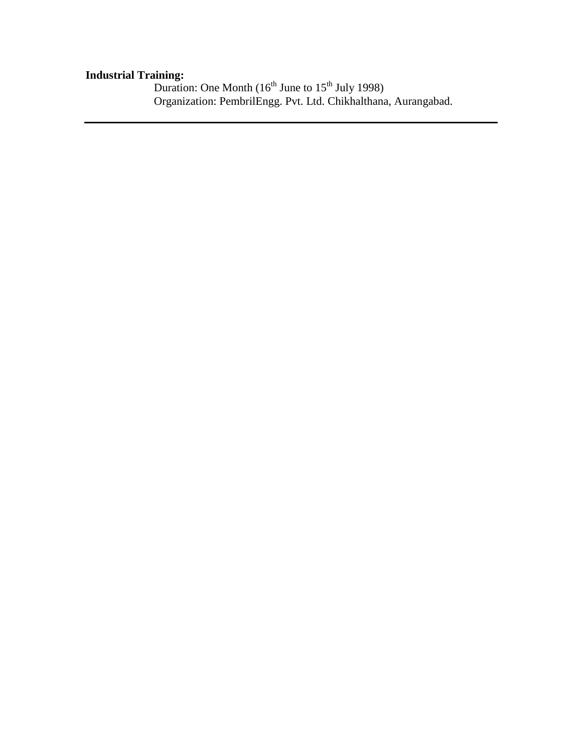**Industrial Training:**

Duration: One Month (16th June to 15th July 1998)

Organization: PembrilEngg. Pvt. Ltd. Chikhalthana, Aurangabad.

---